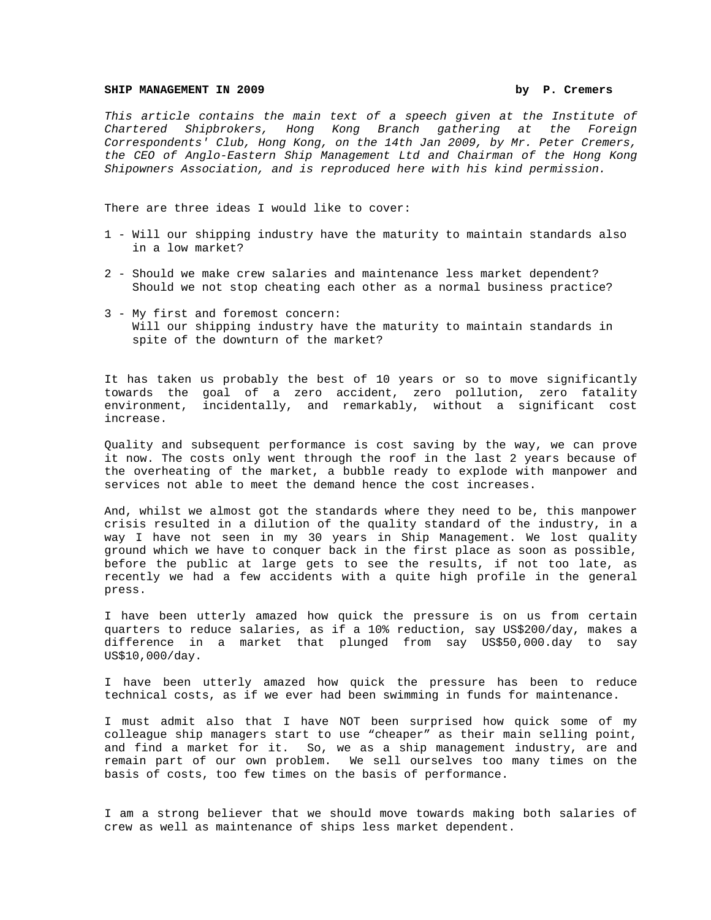**SHIP MANAGEMENT IN 2009** **by P. Cremers**

*This article contains the main text of a speech given at the Institute of Chartered Shipbrokers, Hong Kong Branch gathering at the Foreign Correspondents' Club, Hong Kong, on the 14th Jan 2009, by Mr. Peter Cremers, the CEO of Anglo-Eastern Ship Management Ltd and Chairman of the Hong Kong Shipowners Association, and is reproduced here with his kind permission.*

There are three ideas I would like to cover:

1 - Will our shipping industry have the maturity to maintain standards also in a low market?

2 - Should we make crew salaries and maintenance less market dependent? Should we not stop cheating each other as a normal business practice?

3 - My first and foremost concern: Will our shipping industry have the maturity to maintain standards in spite of the downturn of the market?

It has taken us probably the best of 10 years or so to move significantly towards the goal of a zero accident, zero pollution, zero fatality environment, incidentally, and remarkably, without a significant cost increase.

Quality and subsequent performance is cost saving by the way, we can prove it now. The costs only went through the roof in the last 2 years because of the overheating of the market, a bubble ready to explode with manpower and services not able to meet the demand hence the cost increases.

And, whilst we almost got the standards where they need to be, this manpower crisis resulted in a dilution of the quality standard of the industry, in a way I have not seen in my 30 years in Ship Management. We lost quality ground which we have to conquer back in the first place as soon as possible, before the public at large gets to see the results, if not too late, as recently we had a few accidents with a quite high profile in the general press.

I have been utterly amazed how quick the pressure is on us from certain quarters to reduce salaries, as if a 10% reduction, say US$200/day, makes a difference in a market that plunged from say US$50,000.day to say US$10,000/day.

I have been utterly amazed how quick the pressure has been to reduce technical costs, as if we ever had been swimming in funds for maintenance.

I must admit also that I have NOT been surprised how quick some of my colleague ship managers start to use "cheaper" as their main selling point, and find a market for it. So, we as a ship management industry, are and remain part of our own problem. We sell ourselves too many times on the basis of costs, too few times on the basis of performance.

I am a strong believer that we should move towards making both salaries of crew as well as maintenance of ships less market dependent.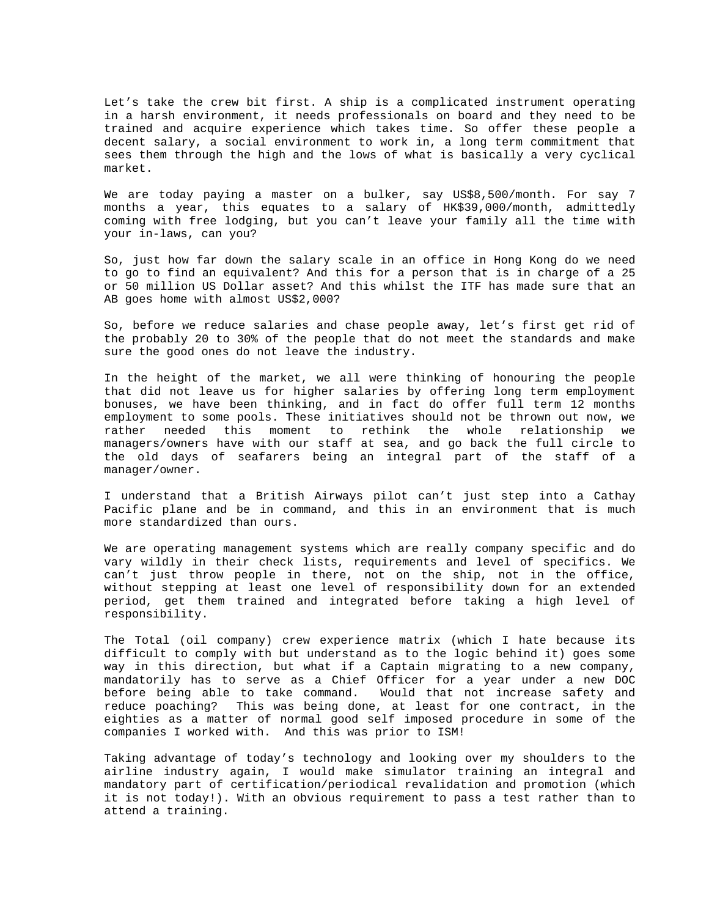Let's take the crew bit first. A ship is a complicated instrument operating in a harsh environment, it needs professionals on board and they need to be trained and acquire experience which takes time. So offer these people a decent salary, a social environment to work in, a long term commitment that sees them through the high and the lows of what is basically a very cyclical market.

We are today paying a master on a bulker, say US$8,500/month. For say 7 months a year, this equates to a salary of HK$39,000/month, admittedly coming with free lodging, but you can't leave your family all the time with your in-laws, can you?

So, just how far down the salary scale in an office in Hong Kong do we need to go to find an equivalent? And this for a person that is in charge of a 25 or 50 million US Dollar asset? And this whilst the ITF has made sure that an AB goes home with almost US$2,000?

So, before we reduce salaries and chase people away, let's first get rid of the probably 20 to 30% of the people that do not meet the standards and make sure the good ones do not leave the industry.

In the height of the market, we all were thinking of honouring the people that did not leave us for higher salaries by offering long term employment bonuses, we have been thinking, and in fact do offer full term 12 months employment to some pools. These initiatives should not be thrown out now, we rather needed this moment to rethink the whole relationship we managers/owners have with our staff at sea, and go back the full circle to the old days of seafarers being an integral part of the staff of a manager/owner.

I understand that a British Airways pilot can't just step into a Cathay Pacific plane and be in command, and this in an environment that is much more standardized than ours.

We are operating management systems which are really company specific and do vary wildly in their check lists, requirements and level of specifics. We can't just throw people in there, not on the ship, not in the office, without stepping at least one level of responsibility down for an extended period, get them trained and integrated before taking a high level of responsibility.

The Total (oil company) crew experience matrix (which I hate because its difficult to comply with but understand as to the logic behind it) goes some way in this direction, but what if a Captain migrating to a new company, mandatorily has to serve as a Chief Officer for a year under a new DOC before being able to take command. Would that not increase safety and reduce poaching? This was being done, at least for one contract, in the eighties as a matter of normal good self imposed procedure in some of the companies I worked with. And this was prior to ISM!

Taking advantage of today's technology and looking over my shoulders to the airline industry again, I would make simulator training an integral and mandatory part of certification/periodical revalidation and promotion (which it is not today!). With an obvious requirement to pass a test rather than to attend a training.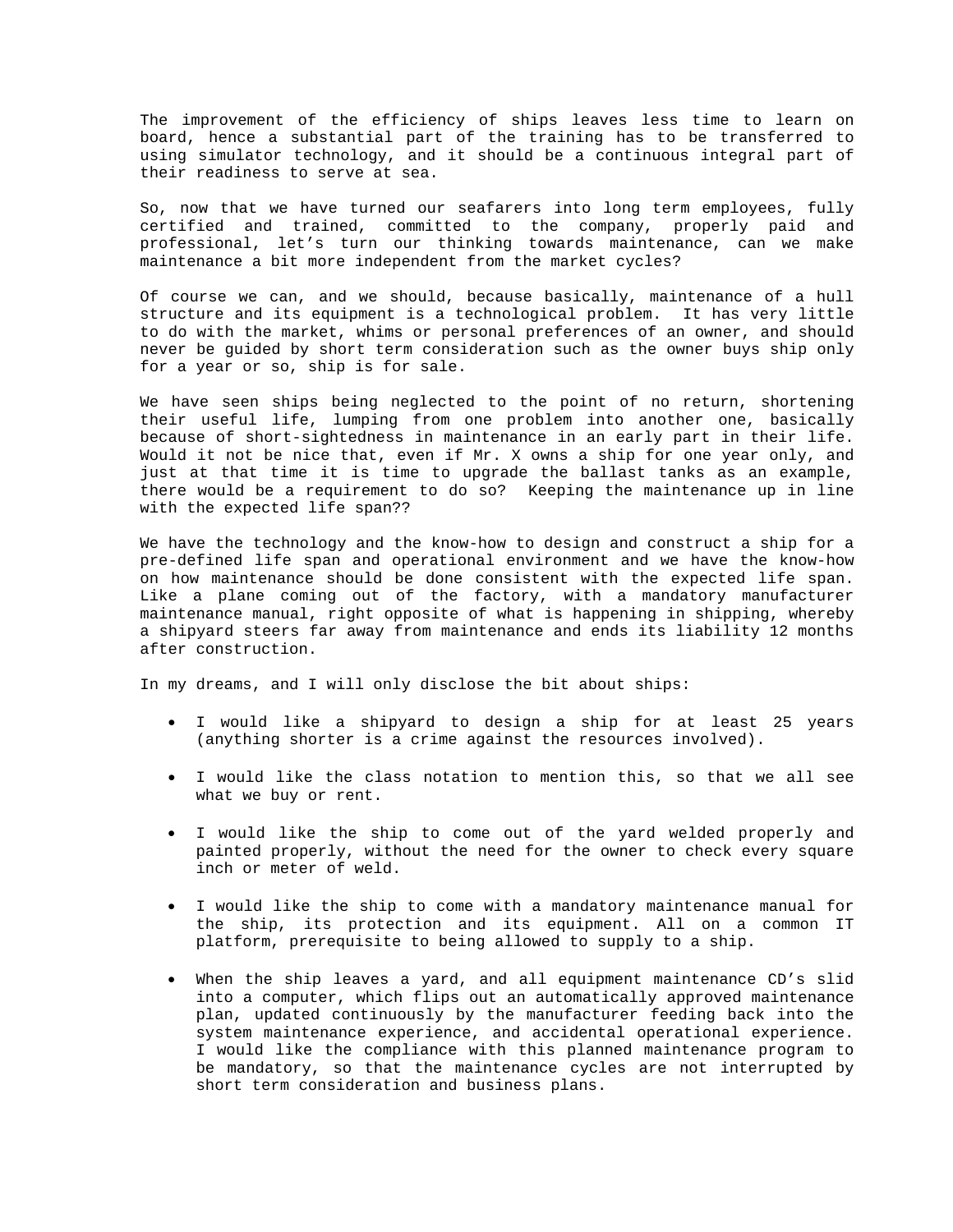The improvement of the efficiency of ships leaves less time to learn on board, hence a substantial part of the training has to be transferred to using simulator technology, and it should be a continuous integral part of their readiness to serve at sea.

So, now that we have turned our seafarers into long term employees, fully certified and trained, committed to the company, properly paid and professional, let's turn our thinking towards maintenance, can we make maintenance a bit more independent from the market cycles?

Of course we can, and we should, because basically, maintenance of a hull structure and its equipment is a technological problem. It has very little to do with the market, whims or personal preferences of an owner, and should never be guided by short term consideration such as the owner buys ship only for a year or so, ship is for sale.

We have seen ships being neglected to the point of no return, shortening their useful life, lumping from one problem into another one, basically because of short-sightedness in maintenance in an early part in their life. Would it not be nice that, even if Mr. X owns a ship for one year only, and just at that time it is time to upgrade the ballast tanks as an example, there would be a requirement to do so? Keeping the maintenance up in line with the expected life span??

We have the technology and the know-how to design and construct a ship for a pre-defined life span and operational environment and we have the know-how on how maintenance should be done consistent with the expected life span. Like a plane coming out of the factory, with a mandatory manufacturer maintenance manual, right opposite of what is happening in shipping, whereby a shipyard steers far away from maintenance and ends its liability 12 months after construction.

In my dreams, and I will only disclose the bit about ships:

- I would like a shipyard to design a ship for at least 25 years (anything shorter is a crime against the resources involved).
- I would like the class notation to mention this, so that we all see what we buy or rent.
- I would like the ship to come out of the yard welded properly and painted properly, without the need for the owner to check every square inch or meter of weld.
- I would like the ship to come with a mandatory maintenance manual for the ship, its protection and its equipment. All on a common IT platform, prerequisite to being allowed to supply to a ship.
- When the ship leaves a yard, and all equipment maintenance CD's slid into a computer, which flips out an automatically approved maintenance plan, updated continuously by the manufacturer feeding back into the system maintenance experience, and accidental operational experience. I would like the compliance with this planned maintenance program to be mandatory, so that the maintenance cycles are not interrupted by short term consideration and business plans.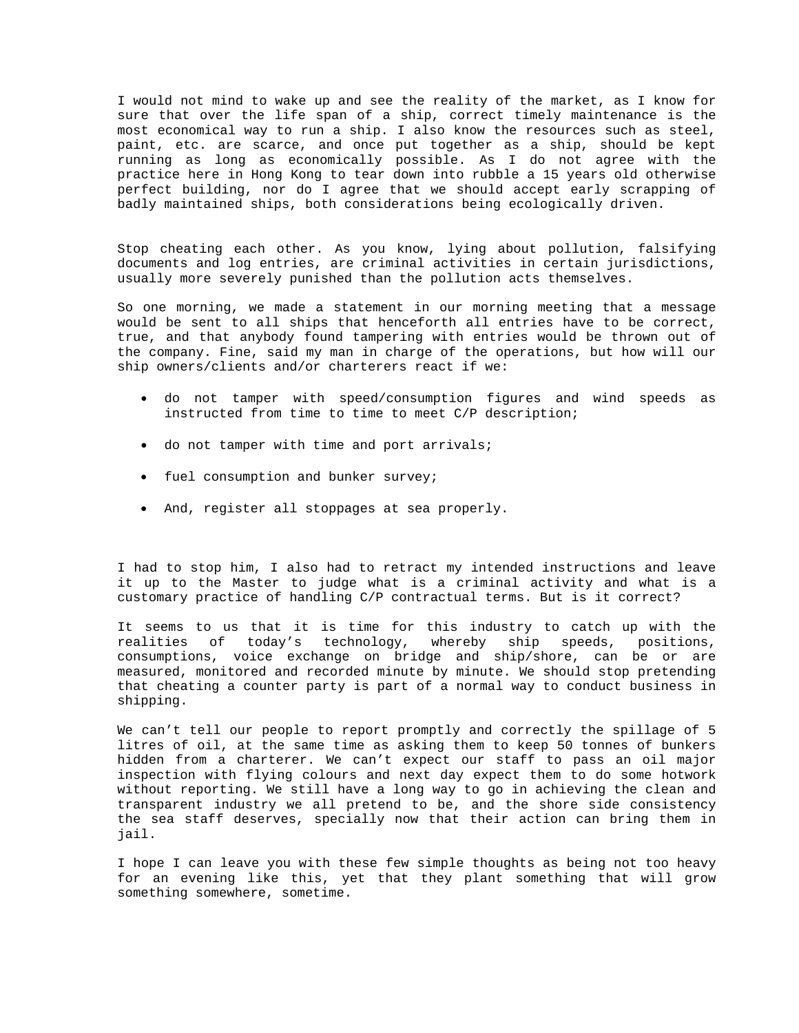I would not mind to wake up and see the reality of the market, as I know for sure that over the life span of a ship, correct timely maintenance is the most economical way to run a ship. I also know the resources such as steel, paint, etc. are scarce, and once put together as a ship, should be kept running as long as economically possible. As I do not agree with the practice here in Hong Kong to tear down into rubble a 15 years old otherwise perfect building, nor do I agree that we should accept early scrapping of badly maintained ships, both considerations being ecologically driven.

Stop cheating each other. As you know, lying about pollution, falsifying documents and log entries, are criminal activities in certain jurisdictions, usually more severely punished than the pollution acts themselves.

So one morning, we made a statement in our morning meeting that a message would be sent to all ships that henceforth all entries have to be correct, true, and that anybody found tampering with entries would be thrown out of the company. Fine, said my man in charge of the operations, but how will our ship owners/clients and/or charterers react if we:

- do not tamper with speed/consumption figures and wind speeds as instructed from time to time to meet C/P description;
- do not tamper with time and port arrivals;
- fuel consumption and bunker survey;
- And, register all stoppages at sea properly.

I had to stop him, I also had to retract my intended instructions and leave it up to the Master to judge what is a criminal activity and what is a customary practice of handling C/P contractual terms. But is it correct?

It seems to us that it is time for this industry to catch up with the realities of today's technology, whereby ship speeds, positions, consumptions, voice exchange on bridge and ship/shore, can be or are measured, monitored and recorded minute by minute. We should stop pretending that cheating a counter party is part of a normal way to conduct business in shipping.

We can't tell our people to report promptly and correctly the spillage of 5 litres of oil, at the same time as asking them to keep 50 tonnes of bunkers hidden from a charterer. We can't expect our staff to pass an oil major inspection with flying colours and next day expect them to do some hotwork without reporting. We still have a long way to go in achieving the clean and transparent industry we all pretend to be, and the shore side consistency the sea staff deserves, specially now that their action can bring them in jail.

I hope I can leave you with these few simple thoughts as being not too heavy for an evening like this, yet that they plant something that will grow something somewhere, sometime.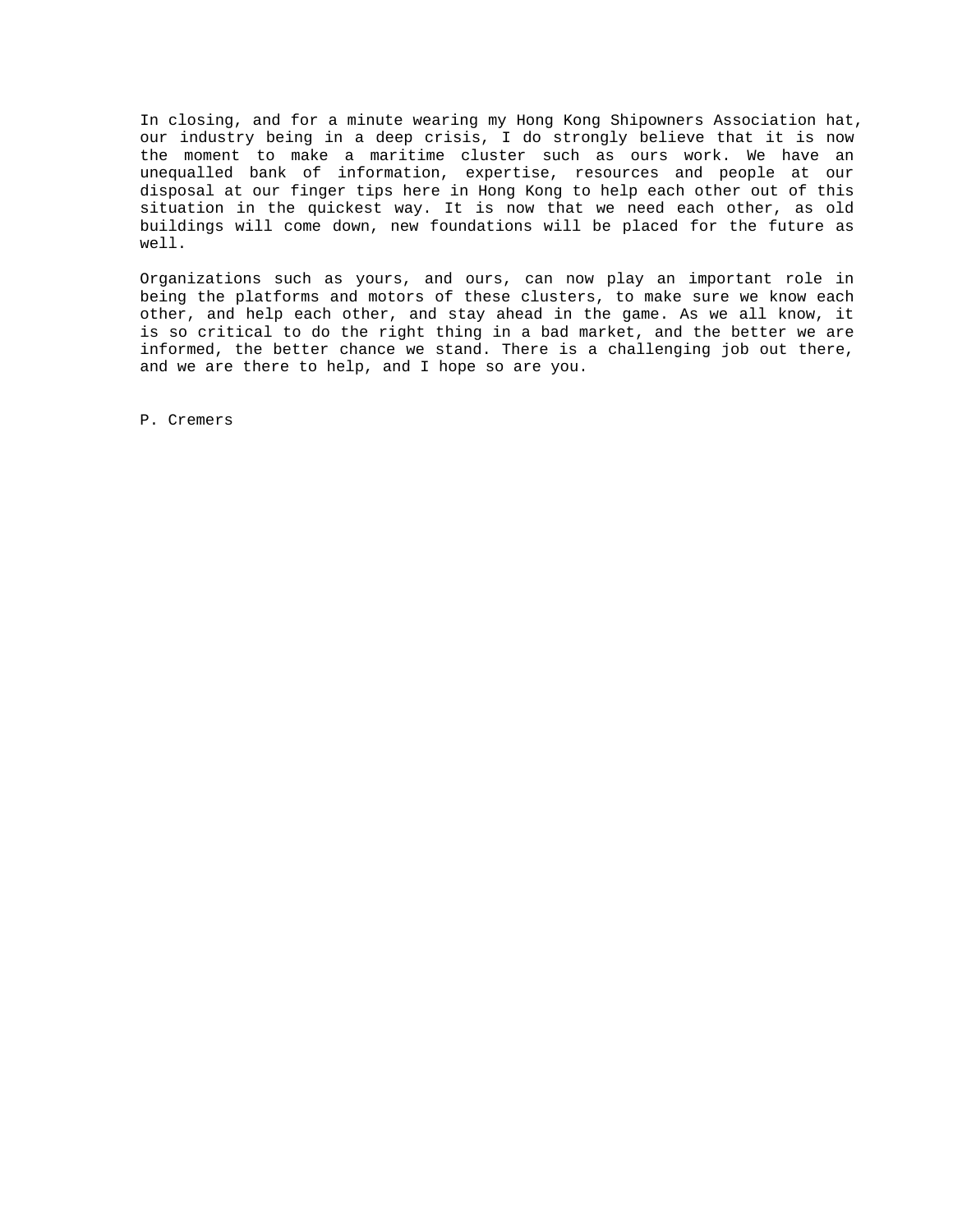In closing, and for a minute wearing my Hong Kong Shipowners Association hat, our industry being in a deep crisis, I do strongly believe that it is now the moment to make a maritime cluster such as ours work. We have an unequalled bank of information, expertise, resources and people at our disposal at our finger tips here in Hong Kong to help each other out of this situation in the quickest way. It is now that we need each other, as old buildings will come down, new foundations will be placed for the future as well.

Organizations such as yours, and ours, can now play an important role in being the platforms and motors of these clusters, to make sure we know each other, and help each other, and stay ahead in the game. As we all know, it is so critical to do the right thing in a bad market, and the better we are informed, the better chance we stand. There is a challenging job out there, and we are there to help, and I hope so are you.

P. Cremers